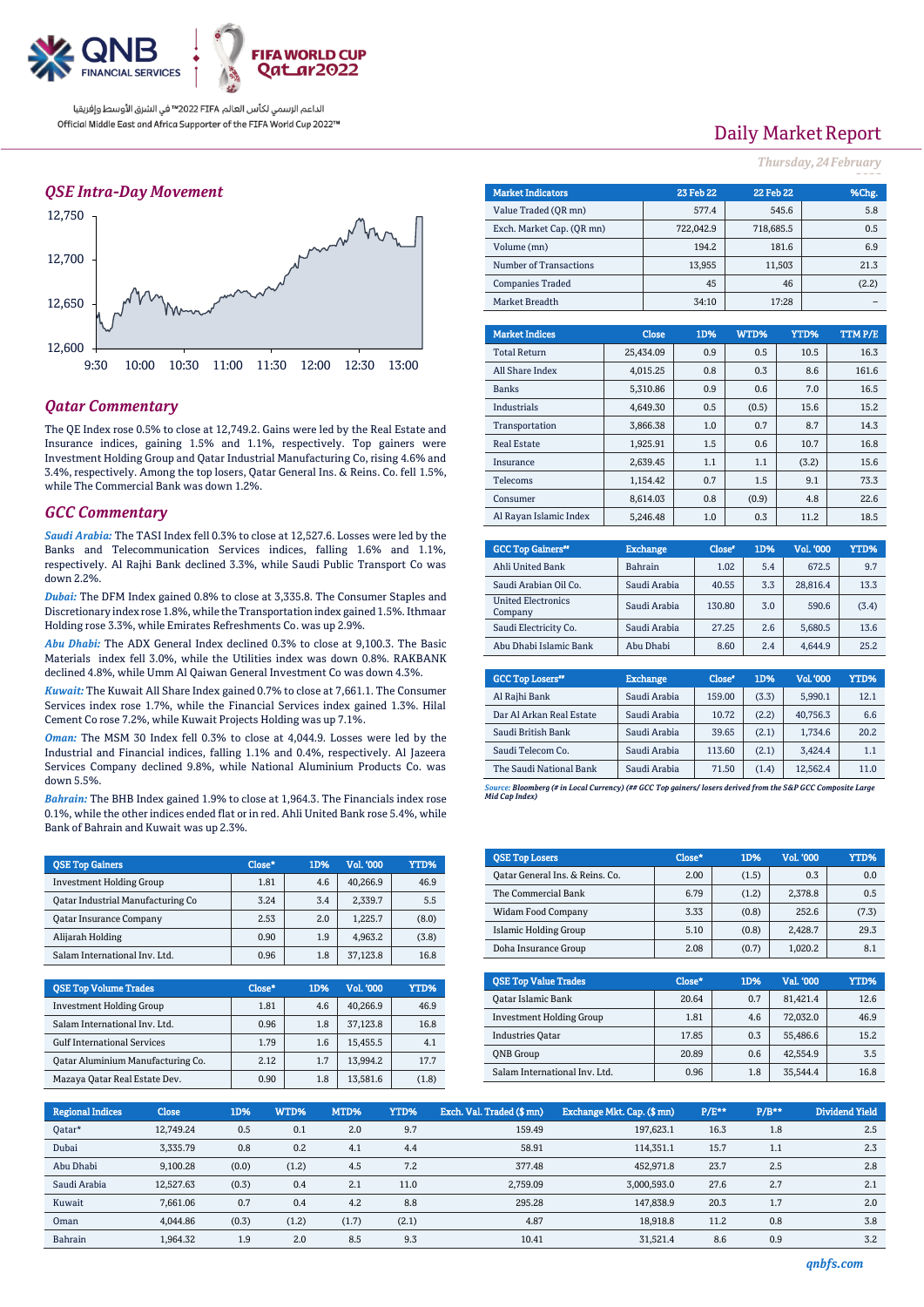QNB FINANCIAL SERVICES | FIFA WORLD CUP Qatar2022

الداعم الرسمي لكأس العالم FIFA 2022™ في الشرق الأوسط وإفريقيا

Official Middle East and Africa Supporter of the FIFA World Cup 2022™

# Daily Market Report

*Thursday, 24 February*

## QSE Intra-Day Movement

12,750
12,700
12,650
12,600
9:30 10:00 10:30 11:00 11:30 12:00 12:30 13:00

## Qatar Commentary

The QE Index rose 0.5% to close at 12,749.2. Gains were led by the Real Estate and Insurance indices, gaining 1.5% and 1.1%, respectively. Top gainers were Investment Holding Group and Qatar Industrial Manufacturing Co, rising 4.6% and 3.4%, respectively. Among the top losers, Qatar General Ins. & Reins. Co. fell 1.5%, while The Commercial Bank was down 1.2%.

## GCC Commentary

***Saudi Arabia:*** The TASI Index fell 0.3% to close at 12,527.6. Losses were led by the Banks and Telecommunication Services indices, falling 1.6% and 1.1%, respectively. Al Rajhi Bank declined 3.3%, while Saudi Public Transport Co was down 2.2%.

***Dubai:*** The DFM Index gained 0.8% to close at 3,335.8. The Consumer Staples and Discretionary index rose 1.8%, while the Transportation index gained 1.5%. Ithmaar Holding rose 3.3%, while Emirates Refreshments Co. was up 2.9%.

***Abu Dhabi:*** The ADX General Index declined 0.3% to close at 9,100.3. The Basic Materials index fell 3.0%, while the Utilities index was down 0.8%. RAKBANK declined 4.8%, while Umm Al Qaiwan General Investment Co was down 4.3%.

***Kuwait:*** The Kuwait All Share Index gained 0.7% to close at 7,661.1. The Consumer Services index rose 1.7%, while the Financial Services index gained 1.3%. Hilal Cement Co rose 7.2%, while Kuwait Projects Holding was up 7.1%.

***Oman:*** The MSM 30 Index fell 0.3% to close at 4,044.9. Losses were led by the Industrial and Financial indices, falling 1.1% and 0.4%, respectively. Al Jazeera Services Company declined 9.8%, while National Aluminium Products Co. was down 5.5%.

***Bahrain:*** The BHB Index gained 1.9% to close at 1,964.3. The Financials index rose 0.1%, while the other indices ended flat or in red. Ahli United Bank rose 5.4%, while Bank of Bahrain and Kuwait was up 2.3%.

| Market Indicators | 23 Feb 22 | 22 Feb 22 | %Chg. |
|---|---|---|---|
| Value Traded (QR mn) | 577.4 | 545.6 | 5.8 |
| Exch. Market Cap. (QR mn) | 722,042.9 | 718,685.5 | 0.5 |
| Volume (mn) | 194.2 | 181.6 | 6.9 |
| Number of Transactions | 13,955 | 11,503 | 21.3 |
| Companies Traded | 45 | 46 | (2.2) |
| Market Breadth | 34:10 | 17:28 | – |

| Market Indices | Close | 1D% | WTD% | YTD% | TTM P/E |
|---|---|---|---|---|---|
| Total Return | 25,434.09 | 0.9 | 0.5 | 10.5 | 16.3 |
| All Share Index | 4,015.25 | 0.8 | 0.3 | 8.6 | 161.6 |
| Banks | 5,310.86 | 0.9 | 0.6 | 7.0 | 16.5 |
| Industrials | 4,649.30 | 0.5 | (0.5) | 15.6 | 15.2 |
| Transportation | 3,866.38 | 1.0 | 0.7 | 8.7 | 14.3 |
| Real Estate | 1,925.91 | 1.5 | 0.6 | 10.7 | 16.8 |
| Insurance | 2,639.45 | 1.1 | 1.1 | (3.2) | 15.6 |
| Telecoms | 1,154.42 | 0.7 | 1.5 | 9.1 | 73.3 |
| Consumer | 8,614.03 | 0.8 | (0.9) | 4.8 | 22.6 |
| Al Rayan Islamic Index | 5,246.48 | 1.0 | 0.3 | 11.2 | 18.5 |

| GCC Top Gainers## | Exchange | Close# | 1D% | Vol. '000 | YTD% |
|---|---|---|---|---|---|
| Ahli United Bank | Bahrain | 1.02 | 5.4 | 672.5 | 9.7 |
| Saudi Arabian Oil Co. | Saudi Arabia | 40.55 | 3.3 | 28,816.4 | 13.3 |
| United Electronics Company | Saudi Arabia | 130.80 | 3.0 | 590.6 | (3.4) |
| Saudi Electricity Co. | Saudi Arabia | 27.25 | 2.6 | 5,680.5 | 13.6 |
| Abu Dhabi Islamic Bank | Abu Dhabi | 8.60 | 2.4 | 4,644.9 | 25.2 |

| GCC Top Losers## | Exchange | Close# | 1D% | Vol. '000 | YTD% |
|---|---|---|---|---|---|
| Al Rajhi Bank | Saudi Arabia | 159.00 | (3.3) | 5,990.1 | 12.1 |
| Dar Al Arkan Real Estate | Saudi Arabia | 10.72 | (2.2) | 40,756.3 | 6.6 |
| Saudi British Bank | Saudi Arabia | 39.65 | (2.1) | 1,734.6 | 20.2 |
| Saudi Telecom Co. | Saudi Arabia | 113.60 | (2.1) | 3,424.4 | 1.1 |
| The Saudi National Bank | Saudi Arabia | 71.50 | (1.4) | 12,562.4 | 11.0 |

*Source: Bloomberg (# in Local Currency) (## GCC Top gainers/ losers derived from the S&P GCC Composite Large Mid Cap Index)*

| QSE Top Gainers | Close* | 1D% | Vol. '000 | YTD% |
|---|---|---|---|---|
| Investment Holding Group | 1.81 | 4.6 | 40,266.9 | 46.9 |
| Qatar Industrial Manufacturing Co | 3.24 | 3.4 | 2,339.7 | 5.5 |
| Qatar Insurance Company | 2.53 | 2.0 | 1,225.7 | (8.0) |
| Alijarah Holding | 0.90 | 1.9 | 4,963.2 | (3.8) |
| Salam International Inv. Ltd. | 0.96 | 1.8 | 37,123.8 | 16.8 |

| QSE Top Volume Trades | Close* | 1D% | Vol. '000 | YTD% |
|---|---|---|---|---|
| Investment Holding Group | 1.81 | 4.6 | 40,266.9 | 46.9 |
| Salam International Inv. Ltd. | 0.96 | 1.8 | 37,123.8 | 16.8 |
| Gulf International Services | 1.79 | 1.6 | 15,455.5 | 4.1 |
| Qatar Aluminium Manufacturing Co. | 2.12 | 1.7 | 13,994.2 | 17.7 |
| Mazaya Qatar Real Estate Dev. | 0.90 | 1.8 | 13,581.6 | (1.8) |

| QSE Top Losers | Close* | 1D% | Vol. '000 | YTD% |
|---|---|---|---|---|
| Qatar General Ins. & Reins. Co. | 2.00 | (1.5) | 0.3 | 0.0 |
| The Commercial Bank | 6.79 | (1.2) | 2,378.8 | 0.5 |
| Widam Food Company | 3.33 | (0.8) | 252.6 | (7.3) |
| Islamic Holding Group | 5.10 | (0.8) | 2,428.7 | 29.3 |
| Doha Insurance Group | 2.08 | (0.7) | 1,020.2 | 8.1 |

| QSE Top Value Trades | Close* | 1D% | Val. '000 | YTD% |
|---|---|---|---|---|
| Qatar Islamic Bank | 20.64 | 0.7 | 81,421.4 | 12.6 |
| Investment Holding Group | 1.81 | 4.6 | 72,032.0 | 46.9 |
| Industries Qatar | 17.85 | 0.3 | 55,486.6 | 15.2 |
| QNB Group | 20.89 | 0.6 | 42,554.9 | 3.5 |
| Salam International Inv. Ltd. | 0.96 | 1.8 | 35,544.4 | 16.8 |

| Regional Indices | Close | 1D% | WTD% | MTD% | YTD% | Exch. Val. Traded ($ mn) | Exchange Mkt. Cap. ($ mn) | P/E** | P/B** | Dividend Yield |
|---|---|---|---|---|---|---|---|---|---|---|
| Qatar* | 12,749.24 | 0.5 | 0.1 | 2.0 | 9.7 | 159.49 | 197,623.1 | 16.3 | 1.8 | 2.5 |
| Dubai | 3,335.79 | 0.8 | 0.2 | 4.1 | 4.4 | 58.91 | 114,351.1 | 15.7 | 1.1 | 2.3 |
| Abu Dhabi | 9,100.28 | (0.0) | (1.2) | 4.5 | 7.2 | 377.48 | 452,971.8 | 23.7 | 2.5 | 2.8 |
| Saudi Arabia | 12,527.63 | (0.3) | 0.4 | 2.1 | 11.0 | 2,759.09 | 3,000,593.0 | 27.6 | 2.7 | 2.1 |
| Kuwait | 7,661.06 | 0.7 | 0.4 | 4.2 | 8.8 | 295.28 | 147,838.9 | 20.3 | 1.7 | 2.0 |
| Oman | 4,044.86 | (0.3) | (1.2) | (1.7) | (2.1) | 4.87 | 18,918.8 | 11.2 | 0.8 | 3.8 |
| Bahrain | 1,964.32 | 1.9 | 2.0 | 8.5 | 9.3 | 10.41 | 31,521.4 | 8.6 | 0.9 | 3.2 |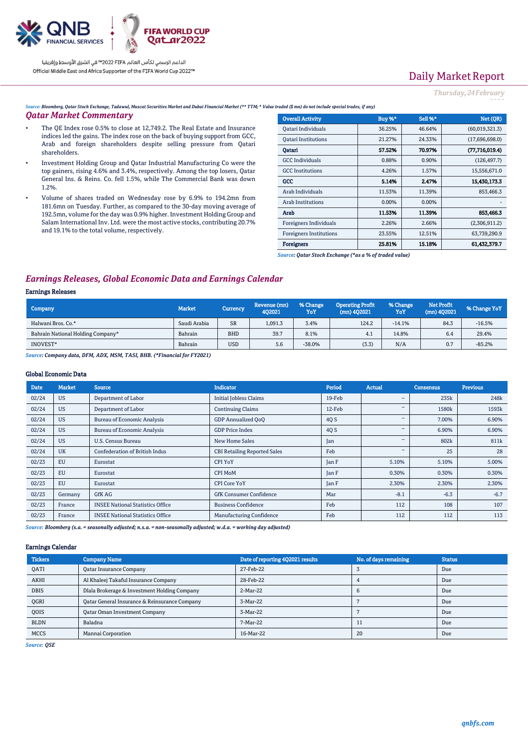# Daily Market Report

*Thursday, 24 February*

*Source: Bloomberg, Qatar Stock Exchange, Tadawul, Muscat Securities Market and Dubai Financial Market (** TTM; * Value traded ($ mn) do not include special trades, if any)*

## Qatar Market Commentary

- The QE Index rose 0.5% to close at 12,749.2. The Real Estate and Insurance indices led the gains. The index rose on the back of buying support from GCC, Arab and foreign shareholders despite selling pressure from Qatari shareholders.
- Investment Holding Group and Qatar Industrial Manufacturing Co were the top gainers, rising 4.6% and 3.4%, respectively. Among the top losers, Qatar General Ins. & Reins. Co. fell 1.5%, while The Commercial Bank was down 1.2%.
- Volume of shares traded on Wednesday rose by 6.9% to 194.2mn from 181.6mn on Tuesday. Further, as compared to the 30-day moving average of 192.5mn, volume for the day was 0.9% higher. Investment Holding Group and Salam International Inv. Ltd. were the most active stocks, contributing 20.7% and 19.1% to the total volume, respectively.

| Overall Activity | Buy %* | Sell %* | Net (QR) |
|---|---|---|---|
| Qatari Individuals | 36.25% | 46.64% | (60,019,321.3) |
| Qatari Institutions | 21.27% | 24.33% | (17,696,698.0) |
| **Qatari** | **57.52%** | **70.97%** | **(77,716,019.4)** |
| GCC Individuals | 0.88% | 0.90% | (126,497.7) |
| GCC Institutions | 4.26% | 1.57% | 15,556,671.0 |
| **GCC** | **5.14%** | **2.47%** | **15,430,173.3** |
| Arab Individuals | 11.53% | 11.39% | 853,466.3 |
| Arab Institutions | 0.00% | 0.00% | - |
| **Arab** | **11.53%** | **11.39%** | **853,466.3** |
| Foreigners Individuals | 2.26% | 2.66% | (2,306,911.2) |
| Foreigners Institutions | 23.55% | 12.51% | 63,739,290.9 |
| **Foreigners** | **25.81%** | **15.18%** | **61,432,379.7** |

*Source: Qatar Stock Exchange (*as a % of traded value)*

## Earnings Releases, Global Economic Data and Earnings Calendar

### Earnings Releases

| Company | Market | Currency | Revenue (mn) 4Q2021 | % Change YoY | Operating Profit (mn) 4Q2021 | % Change YoY | Net Profit (mn) 4Q2021 | % Change YoY |
|---|---|---|---|---|---|---|---|---|
| Halwani Bros. Co.* | Saudi Arabia | SR | 1,091.3 | 3.4% | 124.2 | -14.1% | 84.3 | -16.5% |
| Bahrain National Holding Company* | Bahrain | BHD | 39.7 | 8.1% | 4.1 | 14.8% | 6.4 | 29.4% |
| INOVEST* | Bahrain | USD | 5.6 | -38.0% | (3.3) | N/A | 0.7 | -85.2% |

*Source: Company data, DFM, ADX, MSM, TASI, BHB. (*Financial for FY2021)*

### Global Economic Data

| Date | Market | Source | Indicator | Period | Actual | Consensus | Previous |
|---|---|---|---|---|---|---|---|
| 02/24 | US | Department of Labor | Initial Jobless Claims | 19-Feb | – | 235k | 248k |
| 02/24 | US | Department of Labor | Continuing Claims | 12-Feb | – | 1580k | 1593k |
| 02/24 | US | Bureau of Economic Analysis | GDP Annualized QoQ | 4Q S | – | 7.00% | 6.90% |
| 02/24 | US | Bureau of Economic Analysis | GDP Price Index | 4Q S | – | 6.90% | 6.90% |
| 02/24 | US | U.S. Census Bureau | New Home Sales | Jan | – | 802k | 811k |
| 02/24 | UK | Confederation of British Indus | CBI Retailing Reported Sales | Feb | – | 25 | 28 |
| 02/23 | EU | Eurostat | CPI YoY | Jan F | 5.10% | 5.10% | 5.00% |
| 02/23 | EU | Eurostat | CPI MoM | Jan F | 0.30% | 0.30% | 0.30% |
| 02/23 | EU | Eurostat | CPI Core YoY | Jan F | 2.30% | 2.30% | 2.30% |
| 02/23 | Germany | GfK AG | GfK Consumer Confidence | Mar | -8.1 | -6.3 | -6.7 |
| 02/23 | France | INSEE National Statistics Office | Business Confidence | Feb | 112 | 108 | 107 |
| 02/23 | France | INSEE National Statistics Office | Manufacturing Confidence | Feb | 112 | 112 | 113 |

*Source: Bloomberg (s.a. = seasonally adjusted; n.s.a. = non-seasonally adjusted; w.d.a. = working day adjusted)*

### Earnings Calendar

| Tickers | Company Name | Date of reporting 4Q2021 results | No. of days remaining | Status |
|---|---|---|---|---|
| QATI | Qatar Insurance Company | 27-Feb-22 | 3 | Due |
| AKHI | Al Khaleej Takaful Insurance Company | 28-Feb-22 | 4 | Due |
| DBIS | Dlala Brokerage & Investment Holding Company | 2-Mar-22 | 6 | Due |
| QGRI | Qatar General Insurance & Reinsurance Company | 3-Mar-22 | 7 | Due |
| QOIS | Qatar Oman Investment Company | 3-Mar-22 | 7 | Due |
| BLDN | Baladna | 7-Mar-22 | 11 | Due |
| MCCS | Mannai Corporation | 16-Mar-22 | 20 | Due |

*Source: QSE*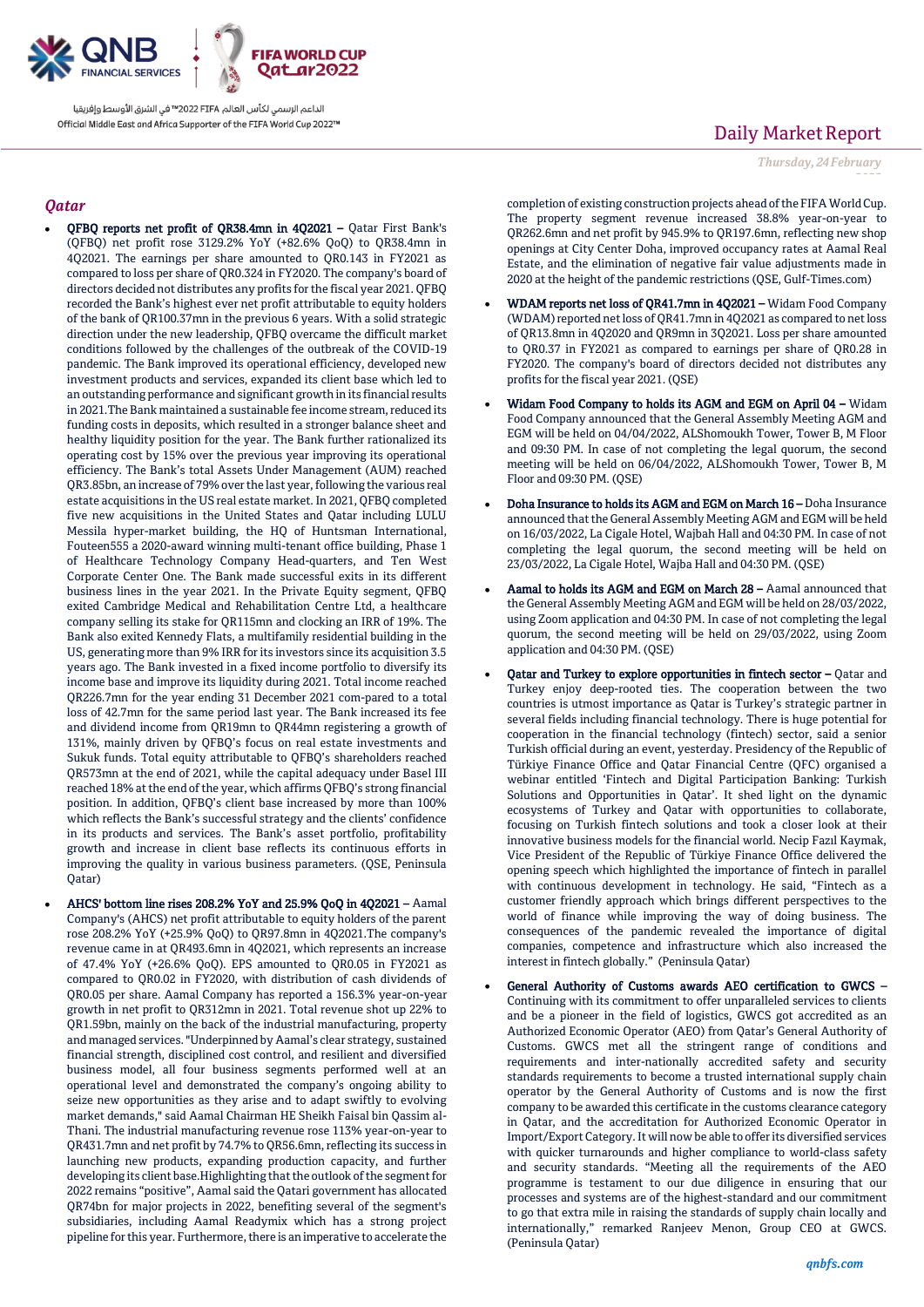## Qatar

- **QFBQ reports net profit of QR38.4mn in 4Q2021 –** Qatar First Bank's (QFBQ) net profit rose 3129.2% YoY (+82.6% QoQ) to QR38.4mn in 4Q2021. The earnings per share amounted to QR0.143 in FY2021 as compared to loss per share of QR0.324 in FY2020. The company's board of directors decided not distributes any profits for the fiscal year 2021. QFBQ recorded the Bank's highest ever net profit attributable to equity holders of the bank of QR100.37mn in the previous 6 years. With a solid strategic direction under the new leadership, QFBQ overcame the difficult market conditions followed by the challenges of the outbreak of the COVID-19 pandemic. The Bank improved its operational efficiency, developed new investment products and services, expanded its client base which led to an outstanding performance and significant growth in its financial results in 2021.The Bank maintained a sustainable fee income stream, reduced its funding costs in deposits, which resulted in a stronger balance sheet and healthy liquidity position for the year. The Bank further rationalized its operating cost by 15% over the previous year improving its operational efficiency. The Bank's total Assets Under Management (AUM) reached QR3.85bn, an increase of 79% over the last year, following the various real estate acquisitions in the US real estate market. In 2021, QFBQ completed five new acquisitions in the United States and Qatar including LULU Messila hyper-market building, the HQ of Huntsman International, Fouteen555 a 2020-award winning multi-tenant office building, Phase 1 of Healthcare Technology Company Head-quarters, and Ten West Corporate Center One. The Bank made successful exits in its different business lines in the year 2021. In the Private Equity segment, QFBQ exited Cambridge Medical and Rehabilitation Centre Ltd, a healthcare company selling its stake for QR115mn and clocking an IRR of 19%. The Bank also exited Kennedy Flats, a multifamily residential building in the US, generating more than 9% IRR for its investors since its acquisition 3.5 years ago. The Bank invested in a fixed income portfolio to diversify its income base and improve its liquidity during 2021. Total income reached QR226.7mn for the year ending 31 December 2021 com-pared to a total loss of 42.7mn for the same period last year. The Bank increased its fee and dividend income from QR19mn to QR44mn registering a growth of 131%, mainly driven by QFBQ's focus on real estate investments and Sukuk funds. Total equity attributable to QFBQ's shareholders reached QR573mn at the end of 2021, while the capital adequacy under Basel III reached 18% at the end of the year, which affirms QFBQ's strong financial position. In addition, QFBQ's client base increased by more than 100% which reflects the Bank's successful strategy and the clients' confidence in its products and services. The Bank's asset portfolio, profitability growth and increase in client base reflects its continuous efforts in improving the quality in various business parameters. (QSE, Peninsula Qatar)

- **AHCS' bottom line rises 208.2% YoY and 25.9% QoQ in 4Q2021 –** Aamal Company's (AHCS) net profit attributable to equity holders of the parent rose 208.2% YoY (+25.9% QoQ) to QR97.8mn in 4Q2021.The company's revenue came in at QR493.6mn in 4Q2021, which represents an increase of 47.4% YoY (+26.6% QoQ). EPS amounted to QR0.05 in FY2021 as compared to QR0.02 in FY2020, with distribution of cash dividends of QR0.05 per share. Aamal Company has reported a 156.3% year-on-year growth in net profit to QR312mn in 2021. Total revenue shot up 22% to QR1.59bn, mainly on the back of the industrial manufacturing, property and managed services. "Underpinned by Aamal's clear strategy, sustained financial strength, disciplined cost control, and resilient and diversified business model, all four business segments performed well at an operational level and demonstrated the company's ongoing ability to seize new opportunities as they arise and to adapt swiftly to evolving market demands," said Aamal Chairman HE Sheikh Faisal bin Qassim al-Thani. The industrial manufacturing revenue rose 113% year-on-year to QR431.7mn and net profit by 74.7% to QR56.6mn, reflecting its success in launching new products, expanding production capacity, and further developing its client base.Highlighting that the outlook of the segment for 2022 remains "positive", Aamal said the Qatari government has allocated QR74bn for major projects in 2022, benefiting several of the segment's subsidiaries, including Aamal Readymix which has a strong project pipeline for this year. Furthermore, there is an imperative to accelerate the completion of existing construction projects ahead of the FIFA World Cup. The property segment revenue increased 38.8% year-on-year to QR262.6mn and net profit by 945.9% to QR197.6mn, reflecting new shop openings at City Center Doha, improved occupancy rates at Aamal Real Estate, and the elimination of negative fair value adjustments made in 2020 at the height of the pandemic restrictions (QSE, Gulf-Times.com)

- **WDAM reports net loss of QR41.7mn in 4Q2021 –** Widam Food Company (WDAM) reported net loss of QR41.7mn in 4Q2021 as compared to net loss of QR13.8mn in 4Q2020 and QR9mn in 3Q2021. Loss per share amounted to QR0.37 in FY2021 as compared to earnings per share of QR0.28 in FY2020. The company's board of directors decided not distributes any profits for the fiscal year 2021. (QSE)

- **Widam Food Company to holds its AGM and EGM on April 04 –** Widam Food Company announced that the General Assembly Meeting AGM and EGM will be held on 04/04/2022, ALShomoukh Tower, Tower B, M Floor and 09:30 PM. In case of not completing the legal quorum, the second meeting will be held on 06/04/2022, ALShomoukh Tower, Tower B, M Floor and 09:30 PM. (QSE)

- **Doha Insurance to holds its AGM and EGM on March 16 –** Doha Insurance announced that the General Assembly Meeting AGM and EGM will be held on 16/03/2022, La Cigale Hotel, Wajbah Hall and 04:30 PM. In case of not completing the legal quorum, the second meeting will be held on 23/03/2022, La Cigale Hotel, Wajba Hall and 04:30 PM. (QSE)

- **Aamal to holds its AGM and EGM on March 28 –** Aamal announced that the General Assembly Meeting AGM and EGM will be held on 28/03/2022, using Zoom application and 04:30 PM. In case of not completing the legal quorum, the second meeting will be held on 29/03/2022, using Zoom application and 04:30 PM. (QSE)

- **Qatar and Turkey to explore opportunities in fintech sector –** Qatar and Turkey enjoy deep-rooted ties. The cooperation between the two countries is utmost importance as Qatar is Turkey's strategic partner in several fields including financial technology. There is huge potential for cooperation in the financial technology (fintech) sector, said a senior Turkish official during an event, yesterday. Presidency of the Republic of Türkiye Finance Office and Qatar Financial Centre (QFC) organised a webinar entitled 'Fintech and Digital Participation Banking: Turkish Solutions and Opportunities in Qatar'. It shed light on the dynamic ecosystems of Turkey and Qatar with opportunities to collaborate, focusing on Turkish fintech solutions and took a closer look at their innovative business models for the financial world. Necip Fazıl Kaymak, Vice President of the Republic of Türkiye Finance Office delivered the opening speech which highlighted the importance of fintech in parallel with continuous development in technology. He said, "Fintech as a customer friendly approach which brings different perspectives to the world of finance while improving the way of doing business. The consequences of the pandemic revealed the importance of digital companies, competence and infrastructure which also increased the interest in fintech globally." (Peninsula Qatar)

- **General Authority of Customs awards AEO certification to GWCS –** Continuing with its commitment to offer unparalleled services to clients and be a pioneer in the field of logistics, GWCS got accredited as an Authorized Economic Operator (AEO) from Qatar's General Authority of Customs. GWCS met all the stringent range of conditions and requirements and inter-nationally accredited safety and security standards requirements to become a trusted international supply chain operator by the General Authority of Customs and is now the first company to be awarded this certificate in the customs clearance category in Qatar, and the accreditation for Authorized Economic Operator in Import/Export Category. It will now be able to offer its diversified services with quicker turnarounds and higher compliance to world-class safety and security standards. "Meeting all the requirements of the AEO programme is testament to our due diligence in ensuring that our processes and systems are of the highest-standard and our commitment to go that extra mile in raising the standards of supply chain locally and internationally," remarked Ranjeev Menon, Group CEO at GWCS. (Peninsula Qatar)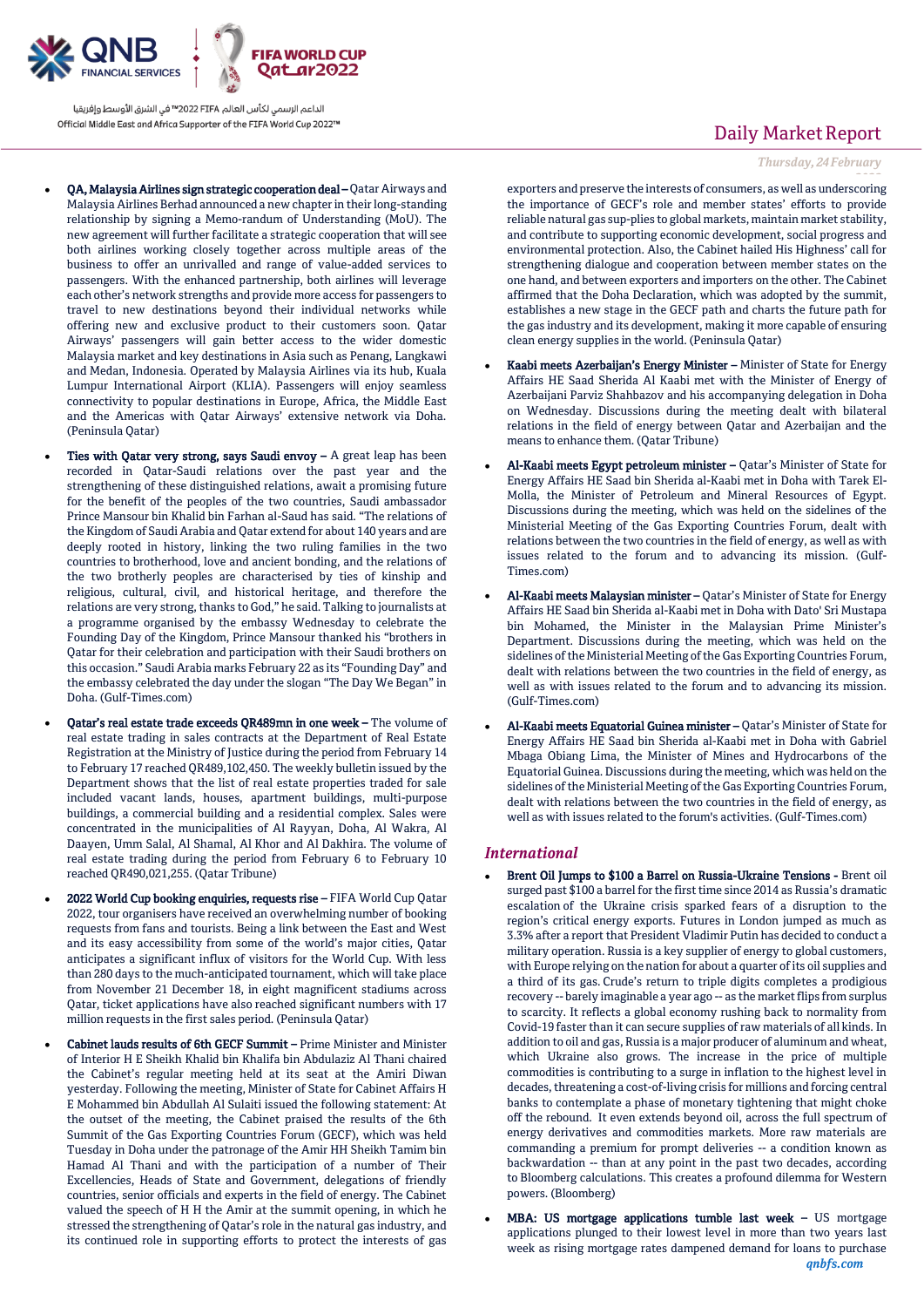- **QA, Malaysia Airlines sign strategic cooperation deal –** Qatar Airways and Malaysia Airlines Berhad announced a new chapter in their long-standing relationship by signing a Memo-randum of Understanding (MoU). The new agreement will further facilitate a strategic cooperation that will see both airlines working closely together across multiple areas of the business to offer an unrivalled and range of value-added services to passengers. With the enhanced partnership, both airlines will leverage each other's network strengths and provide more access for passengers to travel to new destinations beyond their individual networks while offering new and exclusive product to their customers soon. Qatar Airways' passengers will gain better access to the wider domestic Malaysia market and key destinations in Asia such as Penang, Langkawi and Medan, Indonesia. Operated by Malaysia Airlines via its hub, Kuala Lumpur International Airport (KLIA). Passengers will enjoy seamless connectivity to popular destinations in Europe, Africa, the Middle East and the Americas with Qatar Airways' extensive network via Doha. (Peninsula Qatar)
- **Ties with Qatar very strong, says Saudi envoy –** A great leap has been recorded in Qatar-Saudi relations over the past year and the strengthening of these distinguished relations, await a promising future for the benefit of the peoples of the two countries, Saudi ambassador Prince Mansour bin Khalid bin Farhan al-Saud has said. "The relations of the Kingdom of Saudi Arabia and Qatar extend for about 140 years and are deeply rooted in history, linking the two ruling families in the two countries to brotherhood, love and ancient bonding, and the relations of the two brotherly peoples are characterised by ties of kinship and religious, cultural, civil, and historical heritage, and therefore the relations are very strong, thanks to God," he said. Talking to journalists at a programme organised by the embassy Wednesday to celebrate the Founding Day of the Kingdom, Prince Mansour thanked his "brothers in Qatar for their celebration and participation with their Saudi brothers on this occasion." Saudi Arabia marks February 22 as its "Founding Day" and the embassy celebrated the day under the slogan "The Day We Began" in Doha. (Gulf-Times.com)
- **Qatar's real estate trade exceeds QR489mn in one week –** The volume of real estate trading in sales contracts at the Department of Real Estate Registration at the Ministry of Justice during the period from February 14 to February 17 reached QR489,102,450. The weekly bulletin issued by the Department shows that the list of real estate properties traded for sale included vacant lands, houses, apartment buildings, multi-purpose buildings, a commercial building and a residential complex. Sales were concentrated in the municipalities of Al Rayyan, Doha, Al Wakra, Al Daayen, Umm Salal, Al Shamal, Al Khor and Al Dakhira. The volume of real estate trading during the period from February 6 to February 10 reached QR490,021,255. (Qatar Tribune)
- **2022 World Cup booking enquiries, requests rise –** FIFA World Cup Qatar 2022, tour organisers have received an overwhelming number of booking requests from fans and tourists. Being a link between the East and West and its easy accessibility from some of the world's major cities, Qatar anticipates a significant influx of visitors for the World Cup. With less than 280 days to the much-anticipated tournament, which will take place from November 21 December 18, in eight magnificent stadiums across Qatar, ticket applications have also reached significant numbers with 17 million requests in the first sales period. (Peninsula Qatar)
- **Cabinet lauds results of 6th GECF Summit –** Prime Minister and Minister of Interior H E Sheikh Khalid bin Khalifa bin Abdulaziz Al Thani chaired the Cabinet's regular meeting held at its seat at the Amiri Diwan yesterday. Following the meeting, Minister of State for Cabinet Affairs H E Mohammed bin Abdullah Al Sulaiti issued the following statement: At the outset of the meeting, the Cabinet praised the results of the 6th Summit of the Gas Exporting Countries Forum (GECF), which was held Tuesday in Doha under the patronage of the Amir HH Sheikh Tamim bin Hamad Al Thani and with the participation of a number of Their Excellencies, Heads of State and Government, delegations of friendly countries, senior officials and experts in the field of energy. The Cabinet valued the speech of H H the Amir at the summit opening, in which he stressed the strengthening of Qatar's role in the natural gas industry, and its continued role in supporting efforts to protect the interests of gas exporters and preserve the interests of consumers, as well as underscoring the importance of GECF's role and member states' efforts to provide reliable natural gas sup-plies to global markets, maintain market stability, and contribute to supporting economic development, social progress and environmental protection. Also, the Cabinet hailed His Highness' call for strengthening dialogue and cooperation between member states on the one hand, and between exporters and importers on the other. The Cabinet affirmed that the Doha Declaration, which was adopted by the summit, establishes a new stage in the GECF path and charts the future path for the gas industry and its development, making it more capable of ensuring clean energy supplies in the world. (Peninsula Qatar)
- **Kaabi meets Azerbaijan's Energy Minister –** Minister of State for Energy Affairs HE Saad Sherida Al Kaabi met with the Minister of Energy of Azerbaijani Parviz Shahbazov and his accompanying delegation in Doha on Wednesday. Discussions during the meeting dealt with bilateral relations in the field of energy between Qatar and Azerbaijan and the means to enhance them. (Qatar Tribune)
- **Al-Kaabi meets Egypt petroleum minister –** Qatar's Minister of State for Energy Affairs HE Saad bin Sherida al-Kaabi met in Doha with Tarek El-Molla, the Minister of Petroleum and Mineral Resources of Egypt. Discussions during the meeting, which was held on the sidelines of the Ministerial Meeting of the Gas Exporting Countries Forum, dealt with relations between the two countries in the field of energy, as well as with issues related to the forum and to advancing its mission. (Gulf-Times.com)
- **Al-Kaabi meets Malaysian minister –** Qatar's Minister of State for Energy Affairs HE Saad bin Sherida al-Kaabi met in Doha with Dato' Sri Mustapa bin Mohamed, the Minister in the Malaysian Prime Minister's Department. Discussions during the meeting, which was held on the sidelines of the Ministerial Meeting of the Gas Exporting Countries Forum, dealt with relations between the two countries in the field of energy, as well as with issues related to the forum and to advancing its mission. (Gulf-Times.com)
- **Al-Kaabi meets Equatorial Guinea minister –** Qatar's Minister of State for Energy Affairs HE Saad bin Sherida al-Kaabi met in Doha with Gabriel Mbaga Obiang Lima, the Minister of Mines and Hydrocarbons of the Equatorial Guinea. Discussions during the meeting, which was held on the sidelines of the Ministerial Meeting of the Gas Exporting Countries Forum, dealt with relations between the two countries in the field of energy, as well as with issues related to the forum's activities. (Gulf-Times.com)

## *International*

- **Brent Oil Jumps to $100 a Barrel on Russia-Ukraine Tensions -** Brent oil surged past $100 a barrel for the first time since 2014 as Russia's dramatic escalation of the Ukraine crisis sparked fears of a disruption to the region's critical energy exports. Futures in London jumped as much as 3.3% after a report that President Vladimir Putin has decided to conduct a military operation. Russia is a key supplier of energy to global customers, with Europe relying on the nation for about a quarter of its oil supplies and a third of its gas. Crude's return to triple digits completes a prodigious recovery -- barely imaginable a year ago -- as the market flips from surplus to scarcity. It reflects a global economy rushing back to normality from Covid-19 faster than it can secure supplies of raw materials of all kinds. In addition to oil and gas, Russia is a major producer of aluminum and wheat, which Ukraine also grows. The increase in the price of multiple commodities is contributing to a surge in inflation to the highest level in decades, threatening a cost-of-living crisis for millions and forcing central banks to contemplate a phase of monetary tightening that might choke off the rebound. It even extends beyond oil, across the full spectrum of energy derivatives and commodities markets. More raw materials are commanding a premium for prompt deliveries -- a condition known as backwardation -- than at any point in the past two decades, according to Bloomberg calculations. This creates a profound dilemma for Western powers. (Bloomberg)
- **MBA: US mortgage applications tumble last week –** US mortgage applications plunged to their lowest level in more than two years last week as rising mortgage rates dampened demand for loans to purchase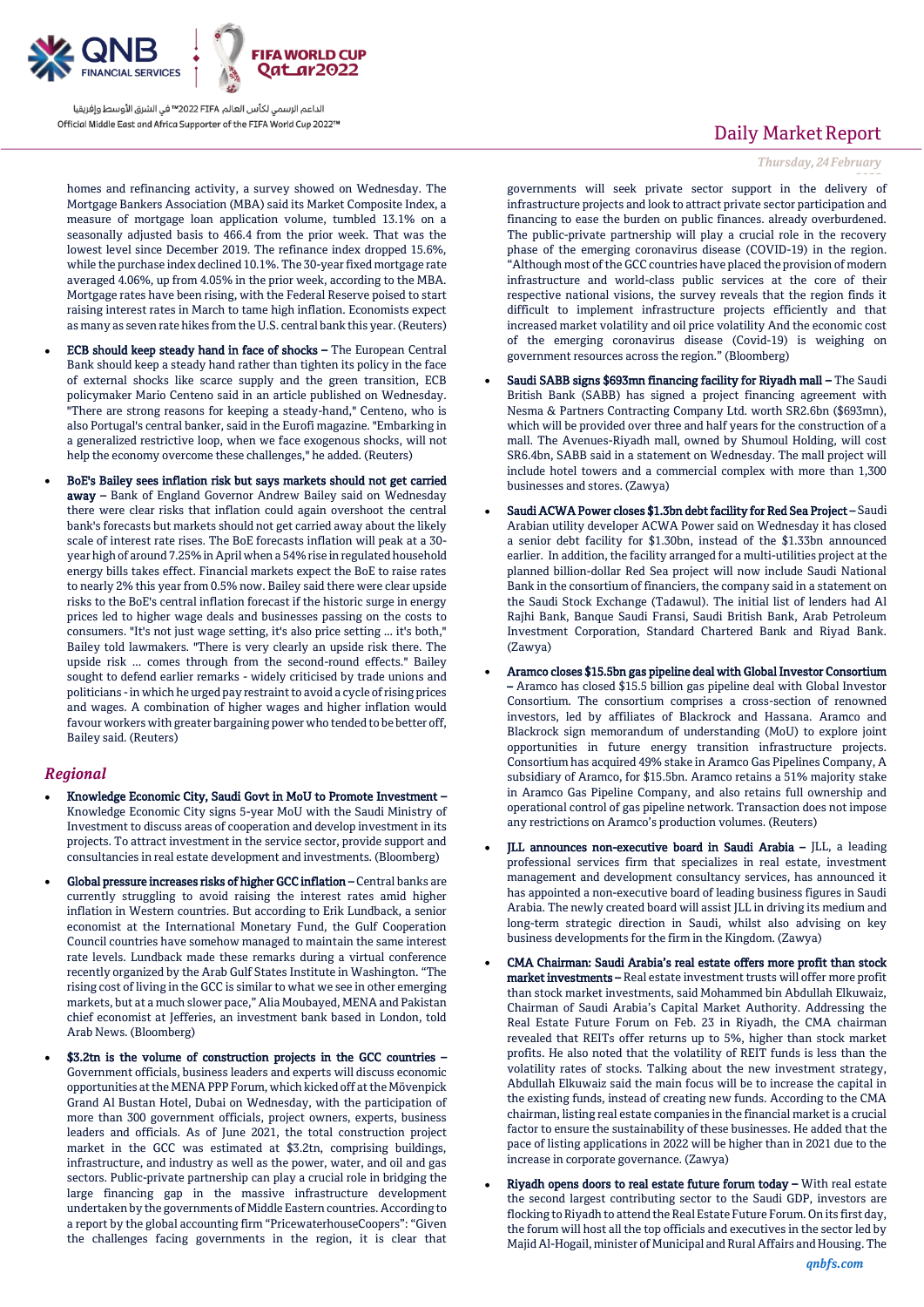homes and refinancing activity, a survey showed on Wednesday. The Mortgage Bankers Association (MBA) said its Market Composite Index, a measure of mortgage loan application volume, tumbled 13.1% on a seasonally adjusted basis to 466.4 from the prior week. That was the lowest level since December 2019. The refinance index dropped 15.6%, while the purchase index declined 10.1%. The 30-year fixed mortgage rate averaged 4.06%, up from 4.05% in the prior week, according to the MBA. Mortgage rates have been rising, with the Federal Reserve poised to start raising interest rates in March to tame high inflation. Economists expect as many as seven rate hikes from the U.S. central bank this year. (Reuters)

- **ECB should keep steady hand in face of shocks –** The European Central Bank should keep a steady hand rather than tighten its policy in the face of external shocks like scarce supply and the green transition, ECB policymaker Mario Centeno said in an article published on Wednesday. "There are strong reasons for keeping a steady-hand," Centeno, who is also Portugal's central banker, said in the Eurofi magazine. "Embarking in a generalized restrictive loop, when we face exogenous shocks, will not help the economy overcome these challenges," he added. (Reuters)
- **BoE's Bailey sees inflation risk but says markets should not get carried away –** Bank of England Governor Andrew Bailey said on Wednesday there were clear risks that inflation could again overshoot the central bank's forecasts but markets should not get carried away about the likely scale of interest rate rises. The BoE forecasts inflation will peak at a 30-year high of around 7.25% in April when a 54% rise in regulated household energy bills takes effect. Financial markets expect the BoE to raise rates to nearly 2% this year from 0.5% now. Bailey said there were clear upside risks to the BoE's central inflation forecast if the historic surge in energy prices led to higher wage deals and businesses passing on the costs to consumers. "It's not just wage setting, it's also price setting ... it's both," Bailey told lawmakers. "There is very clearly an upside risk there. The upside risk ... comes through from the second-round effects." Bailey sought to defend earlier remarks - widely criticised by trade unions and politicians - in which he urged pay restraint to avoid a cycle of rising prices and wages. A combination of higher wages and higher inflation would favour workers with greater bargaining power who tended to be better off, Bailey said. (Reuters)

## *Regional*

- **Knowledge Economic City, Saudi Govt in MoU to Promote Investment –** Knowledge Economic City signs 5-year MoU with the Saudi Ministry of Investment to discuss areas of cooperation and develop investment in its projects. To attract investment in the service sector, provide support and consultancies in real estate development and investments. (Bloomberg)
- **Global pressure increases risks of higher GCC inflation –** Central banks are currently struggling to avoid raising the interest rates amid higher inflation in Western countries. But according to Erik Lundback, a senior economist at the International Monetary Fund, the Gulf Cooperation Council countries have somehow managed to maintain the same interest rate levels. Lundback made these remarks during a virtual conference recently organized by the Arab Gulf States Institute in Washington. "The rising cost of living in the GCC is similar to what we see in other emerging markets, but at a much slower pace," Alia Moubayed, MENA and Pakistan chief economist at Jefferies, an investment bank based in London, told Arab News. (Bloomberg)
- **$3.2tn is the volume of construction projects in the GCC countries –** Government officials, business leaders and experts will discuss economic opportunities at the MENA PPP Forum, which kicked off at the Mövenpick Grand Al Bustan Hotel, Dubai on Wednesday, with the participation of more than 300 government officials, project owners, experts, business leaders and officials. As of June 2021, the total construction project market in the GCC was estimated at $3.2tn, comprising buildings, infrastructure, and industry as well as the power, water, and oil and gas sectors. Public-private partnership can play a crucial role in bridging the large financing gap in the massive infrastructure development undertaken by the governments of Middle Eastern countries. According to a report by the global accounting firm "PricewaterhouseCoopers": "Given the challenges facing governments in the region, it is clear that governments will seek private sector support in the delivery of infrastructure projects and look to attract private sector participation and financing to ease the burden on public finances. already overburdened. The public-private partnership will play a crucial role in the recovery phase of the emerging coronavirus disease (COVID-19) in the region. "Although most of the GCC countries have placed the provision of modern infrastructure and world-class public services at the core of their respective national visions, the survey reveals that the region finds it difficult to implement infrastructure projects efficiently and that increased market volatility and oil price volatility And the economic cost of the emerging coronavirus disease (Covid-19) is weighing on government resources across the region." (Bloomberg)
- **Saudi SABB signs $693mn financing facility for Riyadh mall –** The Saudi British Bank (SABB) has signed a project financing agreement with Nesma & Partners Contracting Company Ltd. worth SR2.6bn ($693mn), which will be provided over three and half years for the construction of a mall. The Avenues-Riyadh mall, owned by Shumoul Holding, will cost SR6.4bn, SABB said in a statement on Wednesday. The mall project will include hotel towers and a commercial complex with more than 1,300 businesses and stores. (Zawya)
- **Saudi ACWA Power closes $1.3bn debt facility for Red Sea Project –** Saudi Arabian utility developer ACWA Power said on Wednesday it has closed a senior debt facility for $1.30bn, instead of the $1.33bn announced earlier. In addition, the facility arranged for a multi-utilities project at the planned billion-dollar Red Sea project will now include Saudi National Bank in the consortium of financiers, the company said in a statement on the Saudi Stock Exchange (Tadawul). The initial list of lenders had Al Rajhi Bank, Banque Saudi Fransi, Saudi British Bank, Arab Petroleum Investment Corporation, Standard Chartered Bank and Riyad Bank. (Zawya)
- **Aramco closes $15.5bn gas pipeline deal with Global Investor Consortium –** Aramco has closed $15.5 billion gas pipeline deal with Global Investor Consortium. The consortium comprises a cross-section of renowned investors, led by affiliates of Blackrock and Hassana. Aramco and Blackrock sign memorandum of understanding (MoU) to explore joint opportunities in future energy transition infrastructure projects. Consortium has acquired 49% stake in Aramco Gas Pipelines Company, A subsidiary of Aramco, for $15.5bn. Aramco retains a 51% majority stake in Aramco Gas Pipeline Company, and also retains full ownership and operational control of gas pipeline network. Transaction does not impose any restrictions on Aramco's production volumes. (Reuters)
- **JLL announces non-executive board in Saudi Arabia –** JLL, a leading professional services firm that specializes in real estate, investment management and development consultancy services, has announced it has appointed a non-executive board of leading business figures in Saudi Arabia. The newly created board will assist JLL in driving its medium and long-term strategic direction in Saudi, whilst also advising on key business developments for the firm in the Kingdom. (Zawya)
- **CMA Chairman: Saudi Arabia's real estate offers more profit than stock market investments –** Real estate investment trusts will offer more profit than stock market investments, said Mohammed bin Abdullah Elkuwaiz, Chairman of Saudi Arabia's Capital Market Authority. Addressing the Real Estate Future Forum on Feb. 23 in Riyadh, the CMA chairman revealed that REITs offer returns up to 5%, higher than stock market profits. He also noted that the volatility of REIT funds is less than the volatility rates of stocks. Talking about the new investment strategy, Abdullah Elkuwaiz said the main focus will be to increase the capital in the existing funds, instead of creating new funds. According to the CMA chairman, listing real estate companies in the financial market is a crucial factor to ensure the sustainability of these businesses. He added that the pace of listing applications in 2022 will be higher than in 2021 due to the increase in corporate governance. (Zawya)
- **Riyadh opens doors to real estate future forum today –** With real estate the second largest contributing sector to the Saudi GDP, investors are flocking to Riyadh to attend the Real Estate Future Forum. On its first day, the forum will host all the top officials and executives in the sector led by Majid Al-Hogail, minister of Municipal and Rural Affairs and Housing. The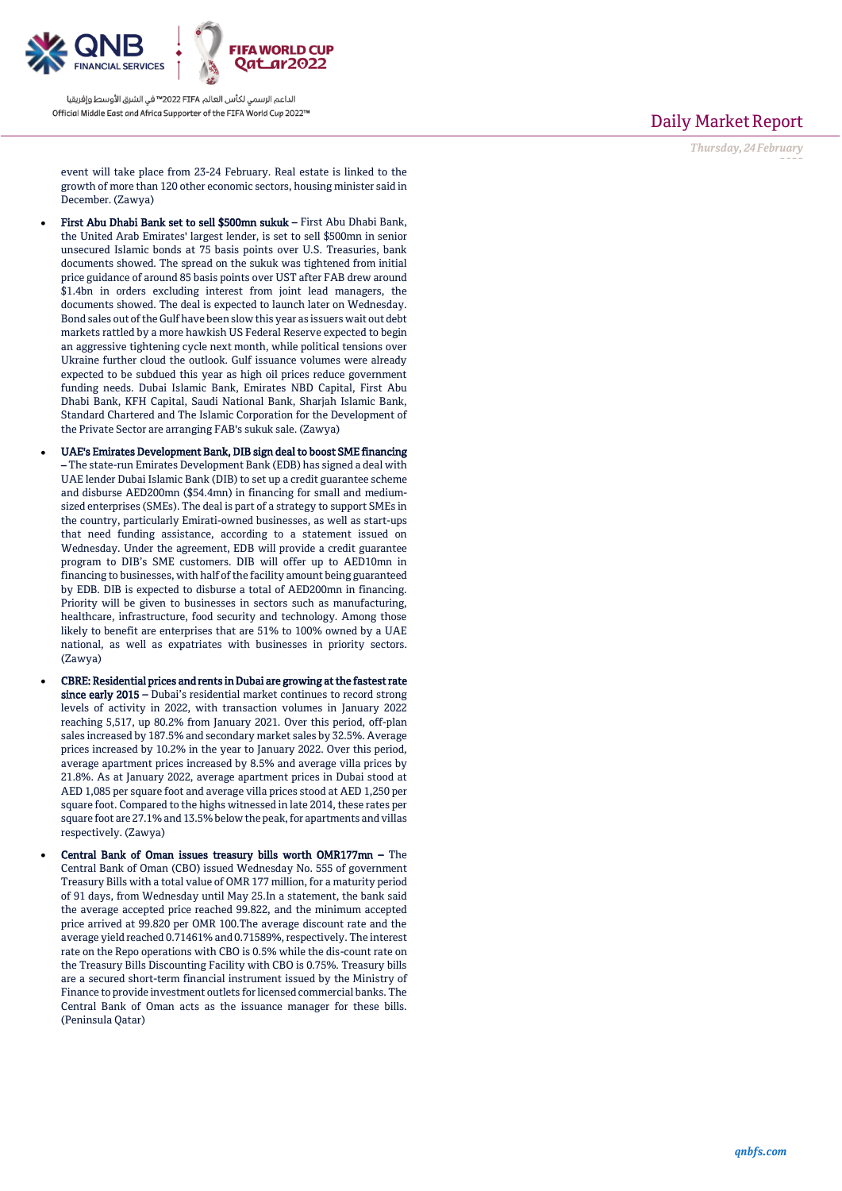event will take place from 23-24 February. Real estate is linked to the growth of more than 120 other economic sectors, housing minister said in December. (Zawya)

- **First Abu Dhabi Bank set to sell $500mn sukuk –** First Abu Dhabi Bank, the United Arab Emirates' largest lender, is set to sell $500mn in senior unsecured Islamic bonds at 75 basis points over U.S. Treasuries, bank documents showed. The spread on the sukuk was tightened from initial price guidance of around 85 basis points over UST after FAB drew around $1.4bn in orders excluding interest from joint lead managers, the documents showed. The deal is expected to launch later on Wednesday. Bond sales out of the Gulf have been slow this year as issuers wait out debt markets rattled by a more hawkish US Federal Reserve expected to begin an aggressive tightening cycle next month, while political tensions over Ukraine further cloud the outlook. Gulf issuance volumes were already expected to be subdued this year as high oil prices reduce government funding needs. Dubai Islamic Bank, Emirates NBD Capital, First Abu Dhabi Bank, KFH Capital, Saudi National Bank, Sharjah Islamic Bank, Standard Chartered and The Islamic Corporation for the Development of the Private Sector are arranging FAB's sukuk sale. (Zawya)
- **UAE's Emirates Development Bank, DIB sign deal to boost SME financing –** The state-run Emirates Development Bank (EDB) has signed a deal with UAE lender Dubai Islamic Bank (DIB) to set up a credit guarantee scheme and disburse AED200mn ($54.4mn) in financing for small and medium-sized enterprises (SMEs). The deal is part of a strategy to support SMEs in the country, particularly Emirati-owned businesses, as well as start-ups that need funding assistance, according to a statement issued on Wednesday. Under the agreement, EDB will provide a credit guarantee program to DIB's SME customers. DIB will offer up to AED10mn in financing to businesses, with half of the facility amount being guaranteed by EDB. DIB is expected to disburse a total of AED200mn in financing. Priority will be given to businesses in sectors such as manufacturing, healthcare, infrastructure, food security and technology. Among those likely to benefit are enterprises that are 51% to 100% owned by a UAE national, as well as expatriates with businesses in priority sectors. (Zawya)
- **CBRE: Residential prices and rents in Dubai are growing at the fastest rate since early 2015 –** Dubai's residential market continues to record strong levels of activity in 2022, with transaction volumes in January 2022 reaching 5,517, up 80.2% from January 2021. Over this period, off-plan sales increased by 187.5% and secondary market sales by 32.5%. Average prices increased by 10.2% in the year to January 2022. Over this period, average apartment prices increased by 8.5% and average villa prices by 21.8%. As at January 2022, average apartment prices in Dubai stood at AED 1,085 per square foot and average villa prices stood at AED 1,250 per square foot. Compared to the highs witnessed in late 2014, these rates per square foot are 27.1% and 13.5% below the peak, for apartments and villas respectively. (Zawya)
- **Central Bank of Oman issues treasury bills worth OMR177mn –** The Central Bank of Oman (CBO) issued Wednesday No. 555 of government Treasury Bills with a total value of OMR 177 million, for a maturity period of 91 days, from Wednesday until May 25.In a statement, the bank said the average accepted price reached 99.822, and the minimum accepted price arrived at 99.820 per OMR 100.The average discount rate and the average yield reached 0.71461% and 0.71589%, respectively. The interest rate on the Repo operations with CBO is 0.5% while the dis-count rate on the Treasury Bills Discounting Facility with CBO is 0.75%. Treasury bills are a secured short-term financial instrument issued by the Ministry of Finance to provide investment outlets for licensed commercial banks. The Central Bank of Oman acts as the issuance manager for these bills. (Peninsula Qatar)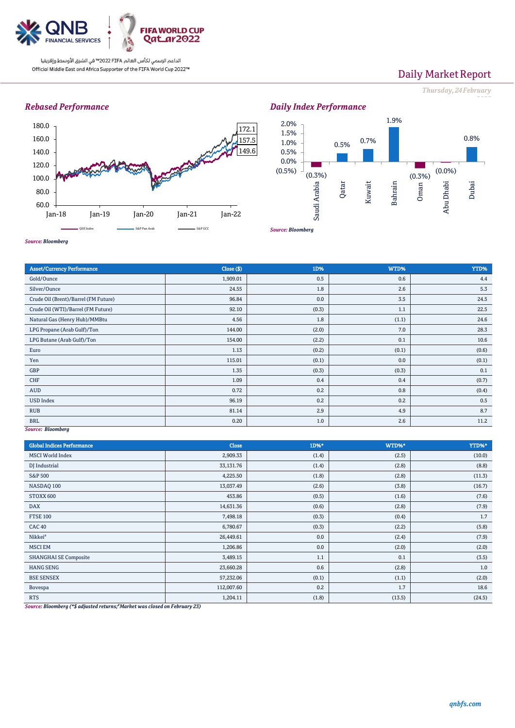## Rebased Performance

Source: Bloomberg

## Daily Index Performance

Source: Bloomberg

| Asset/Currency Performance | Close ($) | 1D% | WTD% | YTD% |
|---|---|---|---|---|
| Gold/Ounce | 1,909.01 | 0.5 | 0.6 | 4.4 |
| Silver/Ounce | 24.55 | 1.8 | 2.6 | 5.3 |
| Crude Oil (Brent)/Barrel (FM Future) | 96.84 | 0.0 | 3.5 | 24.5 |
| Crude Oil (WTI)/Barrel (FM Future) | 92.10 | (0.3) | 1.1 | 22.5 |
| Natural Gas (Henry Hub)/MMBtu | 4.56 | 1.8 | (1.1) | 24.6 |
| LPG Propane (Arab Gulf)/Ton | 144.00 | (2.0) | 7.0 | 28.3 |
| LPG Butane (Arab Gulf)/Ton | 154.00 | (2.2) | 0.1 | 10.6 |
| Euro | 1.13 | (0.2) | (0.1) | (0.6) |
| Yen | 115.01 | (0.1) | 0.0 | (0.1) |
| GBP | 1.35 | (0.3) | (0.3) | 0.1 |
| CHF | 1.09 | 0.4 | 0.4 | (0.7) |
| AUD | 0.72 | 0.2 | 0.8 | (0.4) |
| USD Index | 96.19 | 0.2 | 0.2 | 0.5 |
| RUB | 81.14 | 2.9 | 4.9 | 8.7 |
| BRL | 0.20 | 1.0 | 2.6 | 11.2 |

Source: Bloomberg

| Global Indices Performance | Close | 1D%* | WTD%* | YTD%* |
|---|---|---|---|---|
| MSCI World Index | 2,909.33 | (1.4) | (2.5) | (10.0) |
| DJ Industrial | 33,131.76 | (1.4) | (2.8) | (8.8) |
| S&P 500 | 4,225.50 | (1.8) | (2.8) | (11.3) |
| NASDAQ 100 | 13,037.49 | (2.6) | (3.8) | (16.7) |
| STOXX 600 | 453.86 | (0.5) | (1.6) | (7.6) |
| DAX | 14,631.36 | (0.6) | (2.8) | (7.9) |
| FTSE 100 | 7,498.18 | (0.3) | (0.4) | 1.7 |
| CAC 40 | 6,780.67 | (0.3) | (2.2) | (5.8) |
| Nikkei# | 26,449.61 | 0.0 | (2.4) | (7.9) |
| MSCI EM | 1,206.86 | 0.0 | (2.0) | (2.0) |
| SHANGHAI SE Composite | 3,489.15 | 1.1 | 0.1 | (3.5) |
| HANG SENG | 23,660.28 | 0.6 | (2.8) | 1.0 |
| BSE SENSEX | 57,232.06 | (0.1) | (1.1) | (2.0) |
| Bovespa | 112,007.60 | 0.2 | 1.7 | 18.6 |
| RTS | 1,204.11 | (1.8) | (13.5) | (24.5) |

Source: Bloomberg (*$ adjusted returns; #Market was closed on February 23)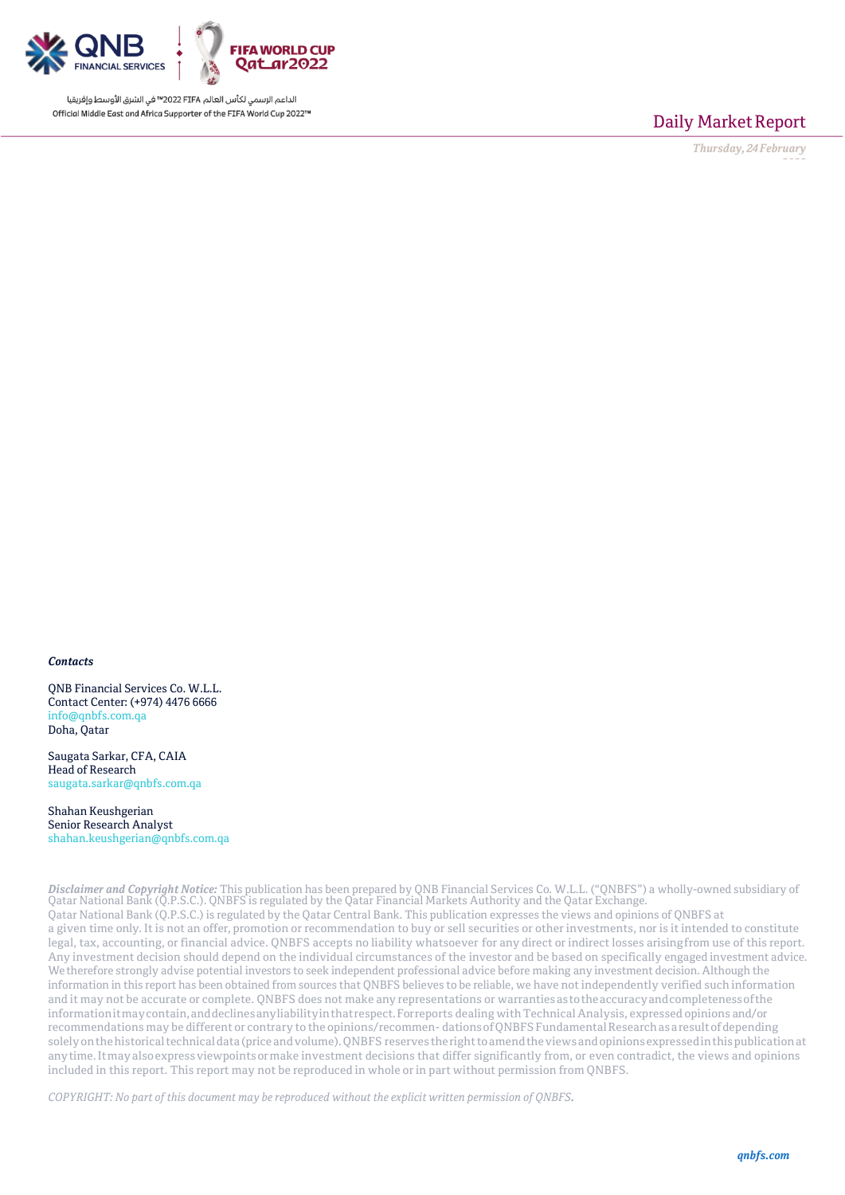الداعم الرسمي لكأس العالم FIFA 2022™ في الشرق الأوسط وإفريقيا

Official Middle East and Africa Supporter of the FIFA World Cup 2022™

# Daily Market Report

*Thursday, 24 February*

***Contacts***

QNB Financial Services Co. W.L.L.
Contact Center: (+974) 4476 6666
info@qnbfs.com.qa
Doha, Qatar

Saugata Sarkar, CFA, CAIA
Head of Research
saugata.sarkar@qnbfs.com.qa

Shahan Keushgerian
Senior Research Analyst
shahan.keushgerian@qnbfs.com.qa

***Disclaimer and Copyright Notice:*** This publication has been prepared by QNB Financial Services Co. W.L.L. ("QNBFS") a wholly-owned subsidiary of Qatar National Bank (Q.P.S.C.). QNBFS is regulated by the Qatar Financial Markets Authority and the Qatar Exchange. Qatar National Bank (Q.P.S.C.) is regulated by the Qatar Central Bank. This publication expresses the views and opinions of QNBFS at a given time only. It is not an offer, promotion or recommendation to buy or sell securities or other investments, nor is it intended to constitute legal, tax, accounting, or financial advice. QNBFS accepts no liability whatsoever for any direct or indirect losses arising from use of this report. Any investment decision should depend on the individual circumstances of the investor and be based on specifically engaged investment advice. We therefore strongly advise potential investors to seek independent professional advice before making any investment decision. Although the information in this report has been obtained from sources that QNBFS believes to be reliable, we have not independently verified such information and it may not be accurate or complete. QNBFS does not make any representations or warranties as to the accuracy and completeness of the information it may contain, and declines any liability in that respect. For reports dealing with Technical Analysis, expressed opinions and/or recommendations may be different or contrary to the opinions/recommen- dations of QNBFS Fundamental Research as a result of depending solely on the historical technical data (price and volume). QNBFS reserves the right to amend the views and opinions expressed in this publication at any time. It may also express viewpoints or make investment decisions that differ significantly from, or even contradict, the views and opinions included in this report. This report may not be reproduced in whole or in part without permission from QNBFS.

*COPYRIGHT: No part of this document may be reproduced without the explicit written permission of QNBFS.*

***qnbfs.com***